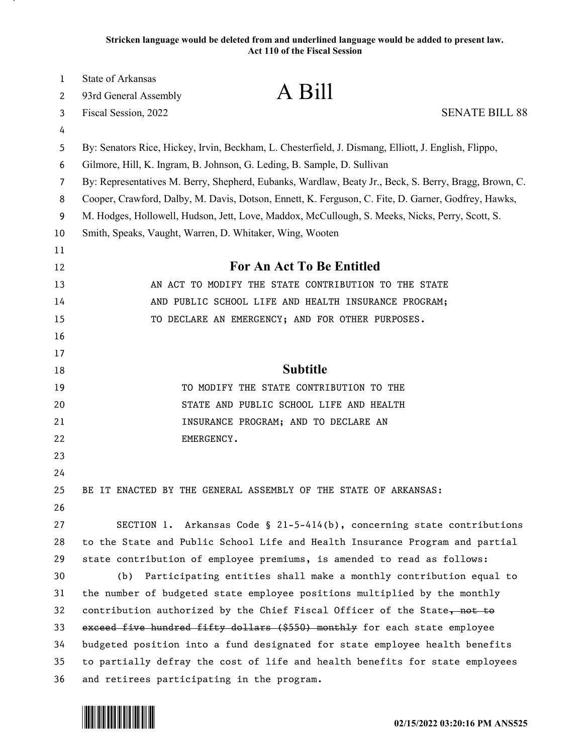**Stricken language would be deleted from and underlined language would be added to present law.**
**Act 110 of the Fiscal Session**

State of Arkansas
93rd General Assembly
Fiscal Session, 2022

# A Bill

SENATE BILL 88

By: Senators Rice, Hickey, Irvin, Beckham, L. Chesterfield, J. Dismang, Elliott, J. English, Flippo, Gilmore, Hill, K. Ingram, B. Johnson, G. Leding, B. Sample, D. Sullivan

By: Representatives M. Berry, Shepherd, Eubanks, Wardlaw, Beaty Jr., Beck, S. Berry, Bragg, Brown, C. Cooper, Crawford, Dalby, M. Davis, Dotson, Ennett, K. Ferguson, C. Fite, D. Garner, Godfrey, Hawks, M. Hodges, Hollowell, Hudson, Jett, Love, Maddox, McCullough, S. Meeks, Nicks, Perry, Scott, S. Smith, Speaks, Vaught, Warren, D. Whitaker, Wing, Wooten

## For An Act To Be Entitled

AN ACT TO MODIFY THE STATE CONTRIBUTION TO THE STATE AND PUBLIC SCHOOL LIFE AND HEALTH INSURANCE PROGRAM; TO DECLARE AN EMERGENCY; AND FOR OTHER PURPOSES.

## Subtitle

TO MODIFY THE STATE CONTRIBUTION TO THE STATE AND PUBLIC SCHOOL LIFE AND HEALTH INSURANCE PROGRAM; AND TO DECLARE AN EMERGENCY.

BE IT ENACTED BY THE GENERAL ASSEMBLY OF THE STATE OF ARKANSAS:

SECTION 1. Arkansas Code § 21-5-414(b), concerning state contributions to the State and Public School Life and Health Insurance Program and partial state contribution of employee premiums, is amended to read as follows:

(b) Participating entities shall make a monthly contribution equal to the number of budgeted state employee positions multiplied by the monthly contribution authorized by the Chief Fiscal Officer of the State~~, not to exceed five hundred fifty dollars ($550) monthly~~ for each state employee budgeted position into a fund designated for state employee health benefits to partially defray the cost of life and health benefits for state employees and retirees participating in the program.

02/15/2022 03:20:16 PM ANS525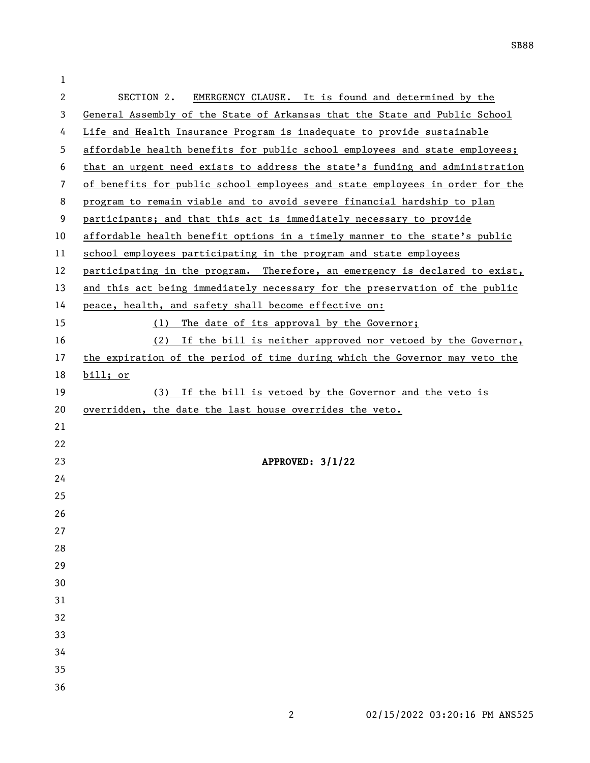SECTION 2. EMERGENCY CLAUSE. It is found and determined by the General Assembly of the State of Arkansas that the State and Public School Life and Health Insurance Program is inadequate to provide sustainable affordable health benefits for public school employees and state employees; that an urgent need exists to address the state's funding and administration of benefits for public school employees and state employees in order for the program to remain viable and to avoid severe financial hardship to plan participants; and that this act is immediately necessary to provide affordable health benefit options in a timely manner to the state's public school employees participating in the program and state employees participating in the program. Therefore, an emergency is declared to exist, and this act being immediately necessary for the preservation of the public peace, health, and safety shall become effective on:

(1) The date of its approval by the Governor;

(2) If the bill is neither approved nor vetoed by the Governor, the expiration of the period of time during which the Governor may veto the bill; or

(3) If the bill is vetoed by the Governor and the veto is overridden, the date the last house overrides the veto.

**APPROVED: 3/1/22**